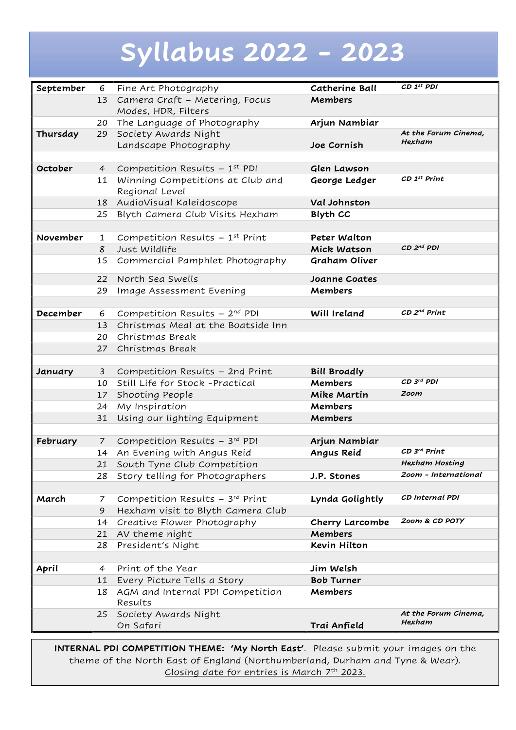# Syllabus 2022 - 2023

| Month | Date | Event | Speaker | Notes |
|---|---|---|---|---|
| **September** | 6 | Fine Art Photography | **Catherine Ball** | ***CD 1st PDI*** |
| | 13 | Camera Craft – Metering, Focus Modes, HDR, Filters | **Members** | |
| | 20 | The Language of Photography | **Arjun Nambiar** | |
| **Thursday** | 29 | Society Awards Night<br>Landscape Photography | **Joe Cornish** | ***At the Forum Cinema, Hexham*** |
| | | | | |
| **October** | 4 | Competition Results – 1st PDI | **Glen Lawson** | |
| | 11 | Winning Competitions at Club and Regional Level | **George Ledger** | ***CD 1st Print*** |
| | 18 | AudioVisual Kaleidoscope | **Val Johnston** | |
| | 25 | Blyth Camera Club Visits Hexham | **Blyth CC** | |
| | | | | |
| **November** | 1 | Competition Results – 1st Print | **Peter Walton** | |
| | 8 | Just Wildlife | **Mick Watson** | ***CD 2nd PDI*** |
| | 15 | Commercial Pamphlet Photography | **Graham Oliver** | |
| | 22 | North Sea Swells | **Joanne Coates** | |
| | 29 | Image Assessment Evening | **Members** | |
| | | | | |
| **December** | 6 | Competition Results – 2nd PDI | **Will Ireland** | ***CD 2nd Print*** |
| | 13 | Christmas Meal at the Boatside Inn | | |
| | 20 | Christmas Break | | |
| | 27 | Christmas Break | | |
| | | | | |
| **January** | 3 | Competition Results – 2nd Print | **Bill Broadly** | |
| | 10 | Still Life for Stock -Practical | **Members** | ***CD 3rd PDI*** |
| | 17 | Shooting People | **Mike Martin** | ***Zoom*** |
| | 24 | My Inspiration | **Members** | |
| | 31 | Using our lighting Equipment | **Members** | |
| | | | | |
| **February** | 7 | Competition Results – 3rd PDI | **Arjun Nambiar** | |
| | 14 | An Evening with Angus Reid | **Angus Reid** | ***CD 3rd Print*** |
| | 21 | South Tyne Club Competition | | ***Hexham Hosting*** |
| | 28 | Story telling for Photographers | **J.P. Stones** | ***Zoom - International*** |
| | | | | |
| **March** | 7 | Competition Results – 3rd Print | **Lynda Golightly** | ***CD Internal PDI*** |
| | 9 | Hexham visit to Blyth Camera Club | | |
| | 14 | Creative Flower Photography | **Cherry Larcombe** | ***Zoom & CD POTY*** |
| | 21 | AV theme night | **Members** | |
| | 28 | President's Night | **Kevin Hilton** | |
| | | | | |
| **April** | 4 | Print of the Year | **Jim Welsh** | |
| | 11 | Every Picture Tells a Story | **Bob Turner** | |
| | 18 | AGM and Internal PDI Competition Results | **Members** | |
| | 25 | Society Awards Night<br>On Safari | **Trai Anfield** | ***At the Forum Cinema, Hexham*** |

**INTERNAL PDI COMPETITION THEME: 'My North East'**. Please submit your images on the theme of the North East of England (Northumberland, Durham and Tyne & Wear). Closing date for entries is March 7th 2023.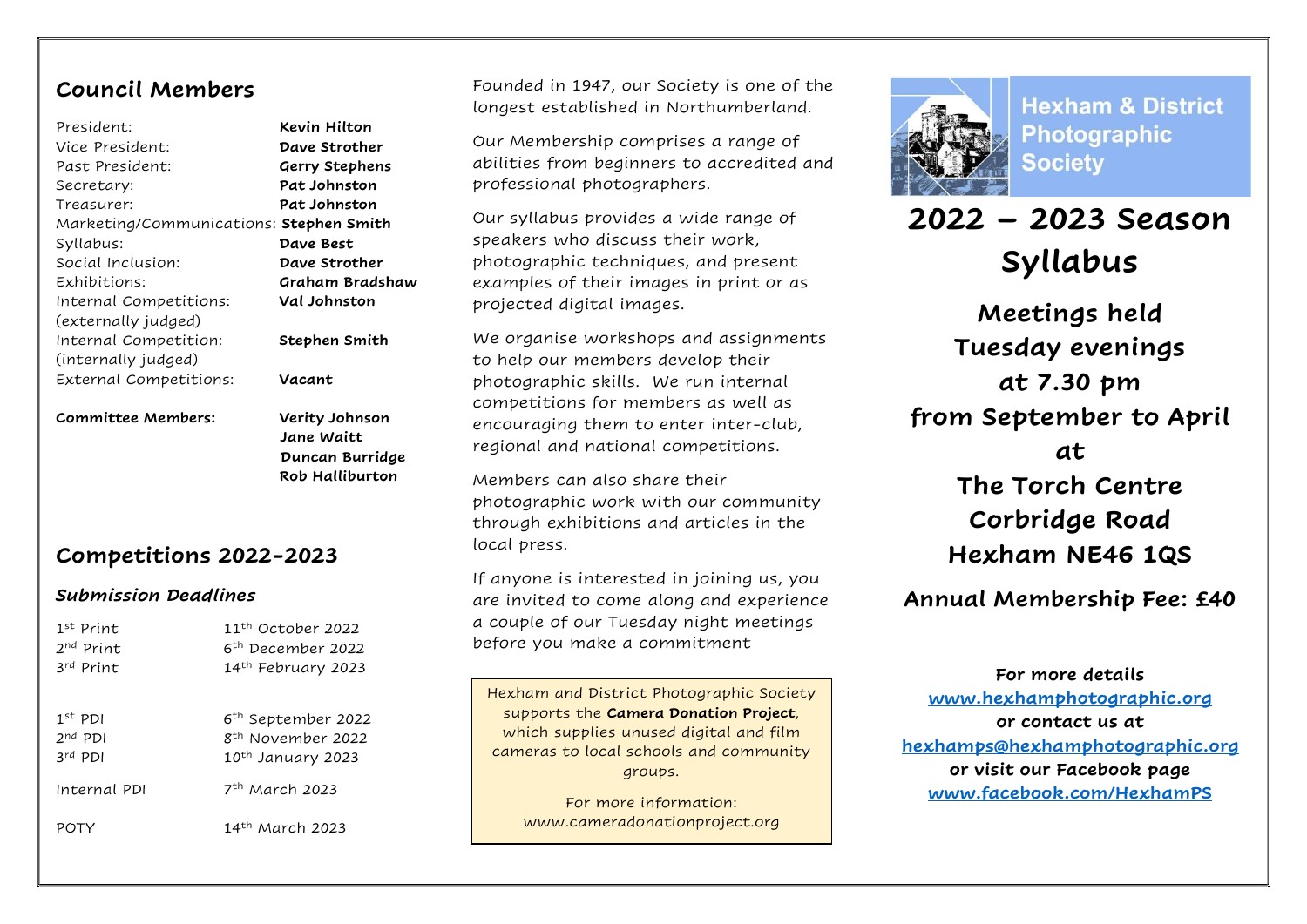## Council Members

| | |
|---|---|
| President: | **Kevin Hilton** |
| Vice President: | **Dave Strother** |
| Past President: | **Gerry Stephens** |
| Secretary: | **Pat Johnston** |
| Treasurer: | **Pat Johnston** |
| Marketing/Communications: | **Stephen Smith** |
| Syllabus: | **Dave Best** |
| Social Inclusion: | **Dave Strother** |
| Exhibitions: | **Graham Bradshaw** |
| Internal Competitions: (externally judged) | **Val Johnston** |
| Internal Competition: (internally judged) | **Stephen Smith** |
| External Competitions: | **Vacant** |

**Committee Members:**

**Verity Johnson**
**Jane Waitt**
**Duncan Burridge**
**Rob Halliburton**

## Competitions 2022-2023

### *Submission Deadlines*

| | |
|---|---|
| 1st Print | 11th October 2022 |
| 2nd Print | 6th December 2022 |
| 3rd Print | 14th February 2023 |
| 1st PDI | 6th September 2022 |
| 2nd PDI | 8th November 2022 |
| 3rd PDI | 10th January 2023 |
| Internal PDI | 7th March 2023 |
| POTY | 14th March 2023 |

Founded in 1947, our Society is one of the longest established in Northumberland.

Our Membership comprises a range of abilities from beginners to accredited and professional photographers.

Our syllabus provides a wide range of speakers who discuss their work, photographic techniques, and present examples of their images in print or as projected digital images.

We organise workshops and assignments to help our members develop their photographic skills. We run internal competitions for members as well as encouraging them to enter inter-club, regional and national competitions.

Members can also share their photographic work with our community through exhibitions and articles in the local press.

If anyone is interested in joining us, you are invited to come along and experience a couple of our Tuesday night meetings before you make a commitment

Hexham and District Photographic Society supports the **Camera Donation Project**, which supplies unused digital and film cameras to local schools and community groups.

For more information: www.cameradonationproject.org

**Hexham & District Photographic Society**

# 2022 – 2023 Season Syllabus

**Meetings held Tuesday evenings at 7.30 pm from September to April at The Torch Centre Corbridge Road Hexham NE46 1QS**

**Annual Membership Fee: £40**

**For more details**
**www.hexhamphotographic.org**
**or contact us at**
**hexhamps@hexhamphotographic.org**
**or visit our Facebook page**
**www.facebook.com/HexhamPS**